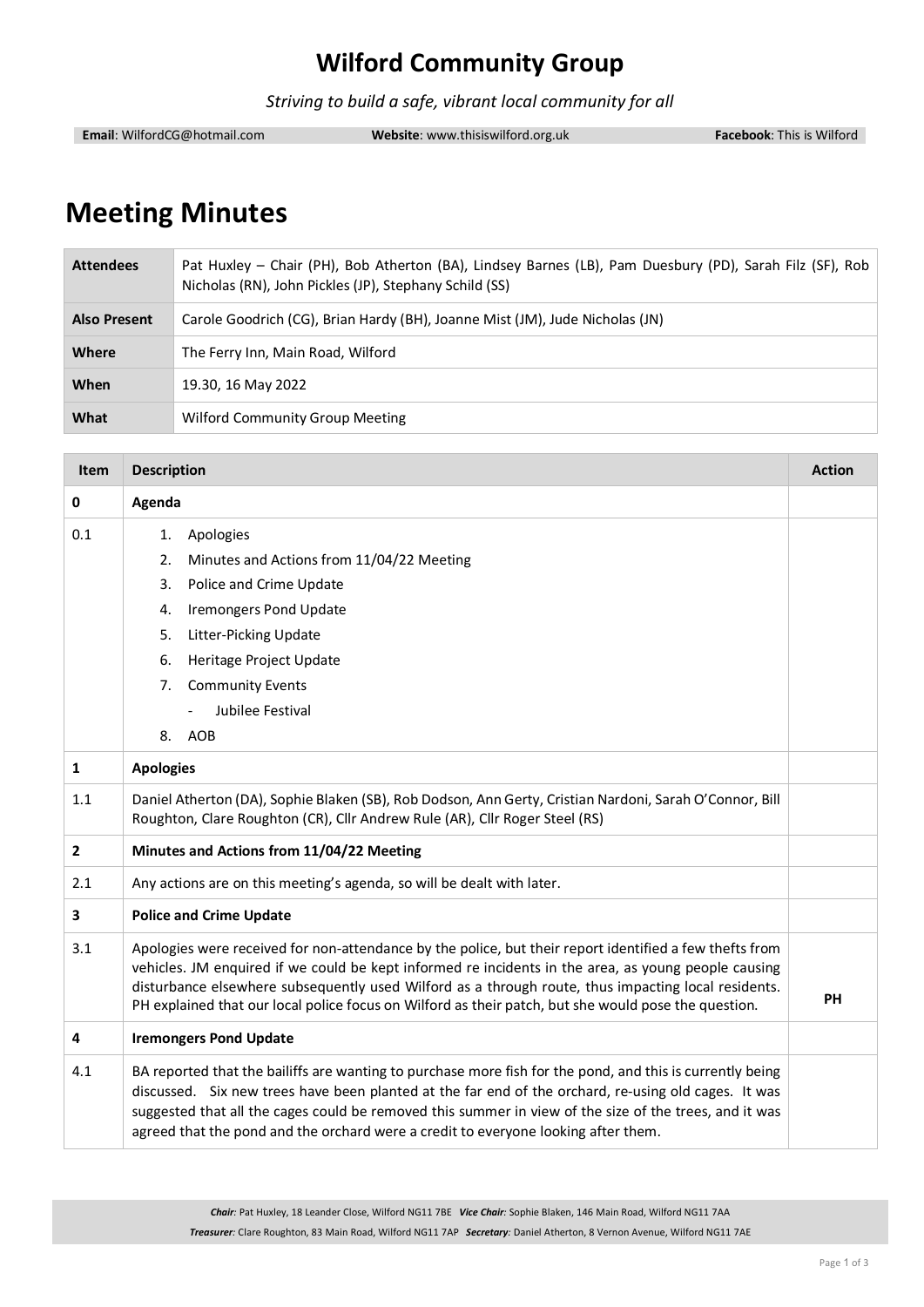# Wilford Community Group

*Striving to build a safe, vibrant local community for all*

**Email**: WilfordCG@hotmail.com **Website**: www.thisiswilford.org.uk **Facebook**: This is Wilford

# Meeting Minutes

| | |
|---|---|
| **Attendees** | Pat Huxley – Chair (PH), Bob Atherton (BA), Lindsey Barnes (LB), Pam Duesbury (PD), Sarah Filz (SF), Rob Nicholas (RN), John Pickles (JP), Stephany Schild (SS) |
| **Also Present** | Carole Goodrich (CG), Brian Hardy (BH), Joanne Mist (JM), Jude Nicholas (JN) |
| **Where** | The Ferry Inn, Main Road, Wilford |
| **When** | 19.30, 16 May 2022 |
| **What** | Wilford Community Group Meeting |

| Item | Description | Action |
|---|---|---|
| **0** | **Agenda** | |
| 0.1 | 1. Apologies<br>2. Minutes and Actions from 11/04/22 Meeting<br>3. Police and Crime Update<br>4. Iremongers Pond Update<br>5. Litter-Picking Update<br>6. Heritage Project Update<br>7. Community Events<br>&nbsp;&nbsp;&nbsp;- Jubilee Festival<br>8. AOB | |
| **1** | **Apologies** | |
| 1.1 | Daniel Atherton (DA), Sophie Blaken (SB), Rob Dodson, Ann Gerty, Cristian Nardoni, Sarah O'Connor, Bill Roughton, Clare Roughton (CR), Cllr Andrew Rule (AR), Cllr Roger Steel (RS) | |
| **2** | **Minutes and Actions from 11/04/22 Meeting** | |
| 2.1 | Any actions are on this meeting's agenda, so will be dealt with later. | |
| **3** | **Police and Crime Update** | |
| 3.1 | Apologies were received for non-attendance by the police, but their report identified a few thefts from vehicles. JM enquired if we could be kept informed re incidents in the area, as young people causing disturbance elsewhere subsequently used Wilford as a through route, thus impacting local residents. PH explained that our local police focus on Wilford as their patch, but she would pose the question. | **PH** |
| **4** | **Iremongers Pond Update** | |
| 4.1 | BA reported that the bailiffs are wanting to purchase more fish for the pond, and this is currently being discussed. Six new trees have been planted at the far end of the orchard, re-using old cages. It was suggested that all the cages could be removed this summer in view of the size of the trees, and it was agreed that the pond and the orchard were a credit to everyone looking after them. | |

*Chair*: Pat Huxley, 18 Leander Close, Wilford NG11 7BE *Vice Chair*: Sophie Blaken, 146 Main Road, Wilford NG11 7AA
*Treasurer*: Clare Roughton, 83 Main Road, Wilford NG11 7AP *Secretary*: Daniel Atherton, 8 Vernon Avenue, Wilford NG11 7AE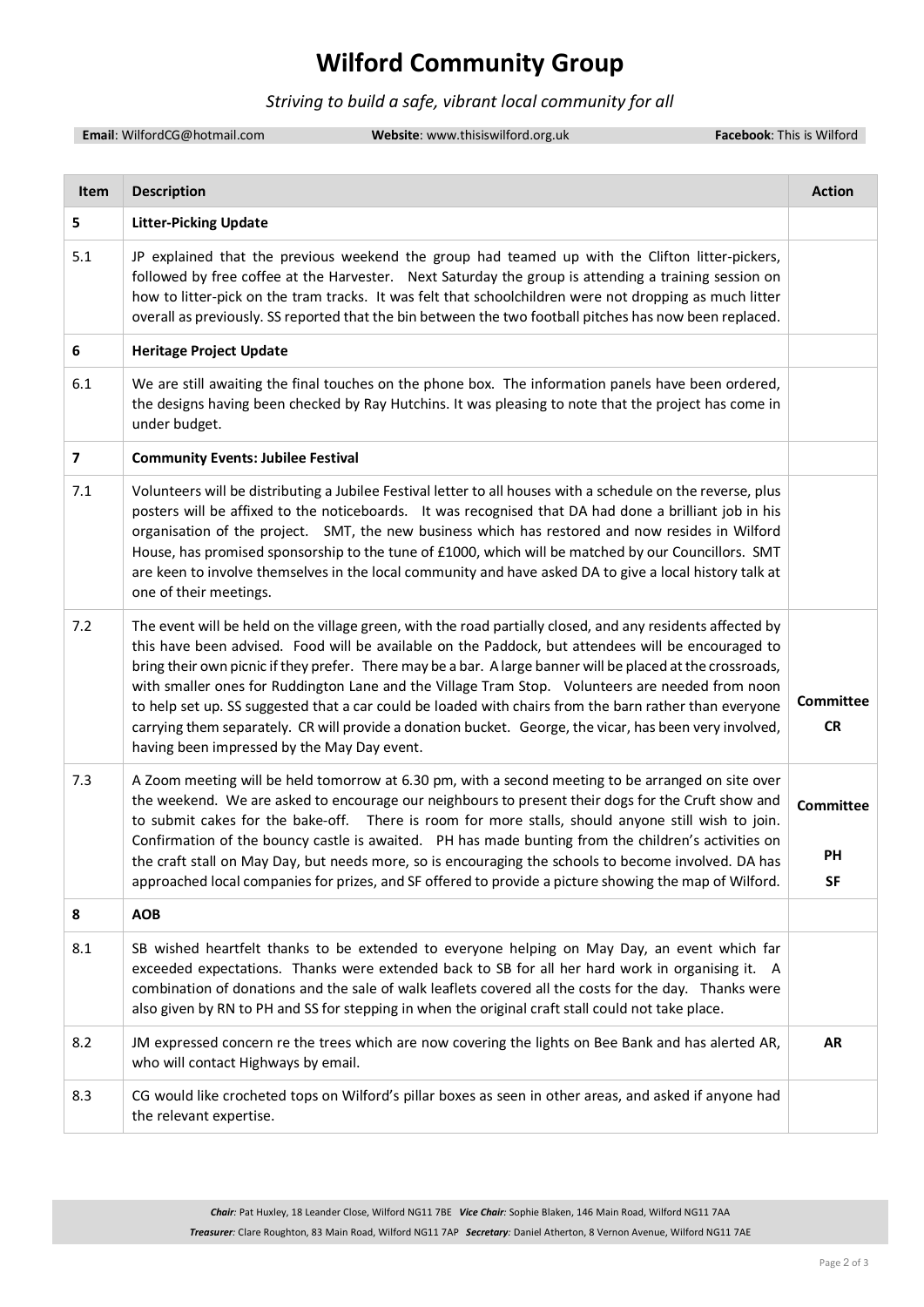# Wilford Community Group

*Striving to build a safe, vibrant local community for all*

**Email**: WilfordCG@hotmail.com **Website**: www.thisiswilford.org.uk **Facebook**: This is Wilford

| Item | Description | Action |
|---|---|---|
| **5** | **Litter-Picking Update** | |
| 5.1 | JP explained that the previous weekend the group had teamed up with the Clifton litter-pickers, followed by free coffee at the Harvester. Next Saturday the group is attending a training session on how to litter-pick on the tram tracks. It was felt that schoolchildren were not dropping as much litter overall as previously. SS reported that the bin between the two football pitches has now been replaced. | |
| **6** | **Heritage Project Update** | |
| 6.1 | We are still awaiting the final touches on the phone box. The information panels have been ordered, the designs having been checked by Ray Hutchins. It was pleasing to note that the project has come in under budget. | |
| **7** | **Community Events: Jubilee Festival** | |
| 7.1 | Volunteers will be distributing a Jubilee Festival letter to all houses with a schedule on the reverse, plus posters will be affixed to the noticeboards. It was recognised that DA had done a brilliant job in his organisation of the project. SMT, the new business which has restored and now resides in Wilford House, has promised sponsorship to the tune of £1000, which will be matched by our Councillors. SMT are keen to involve themselves in the local community and have asked DA to give a local history talk at one of their meetings. | |
| 7.2 | The event will be held on the village green, with the road partially closed, and any residents affected by this have been advised. Food will be available on the Paddock, but attendees will be encouraged to bring their own picnic if they prefer. There may be a bar. A large banner will be placed at the crossroads, with smaller ones for Ruddington Lane and the Village Tram Stop. Volunteers are needed from noon to help set up. SS suggested that a car could be loaded with chairs from the barn rather than everyone carrying them separately. CR will provide a donation bucket. George, the vicar, has been very involved, having been impressed by the May Day event. | **Committee** **CR** |
| 7.3 | A Zoom meeting will be held tomorrow at 6.30 pm, with a second meeting to be arranged on site over the weekend. We are asked to encourage our neighbours to present their dogs for the Cruft show and to submit cakes for the bake-off. There is room for more stalls, should anyone still wish to join. Confirmation of the bouncy castle is awaited. PH has made bunting from the children's activities on the craft stall on May Day, but needs more, so is encouraging the schools to become involved. DA has approached local companies for prizes, and SF offered to provide a picture showing the map of Wilford. | **Committee** **PH** **SF** |
| **8** | **AOB** | |
| 8.1 | SB wished heartfelt thanks to be extended to everyone helping on May Day, an event which far exceeded expectations. Thanks were extended back to SB for all her hard work in organising it. A combination of donations and the sale of walk leaflets covered all the costs for the day. Thanks were also given by RN to PH and SS for stepping in when the original craft stall could not take place. | |
| 8.2 | JM expressed concern re the trees which are now covering the lights on Bee Bank and has alerted AR, who will contact Highways by email. | **AR** |
| 8.3 | CG would like crocheted tops on Wilford's pillar boxes as seen in other areas, and asked if anyone had the relevant expertise. | |

*Chair:* Pat Huxley, 18 Leander Close, Wilford NG11 7BE *Vice Chair:* Sophie Blaken, 146 Main Road, Wilford NG11 7AA
*Treasurer:* Clare Roughton, 83 Main Road, Wilford NG11 7AP *Secretary:* Daniel Atherton, 8 Vernon Avenue, Wilford NG11 7AE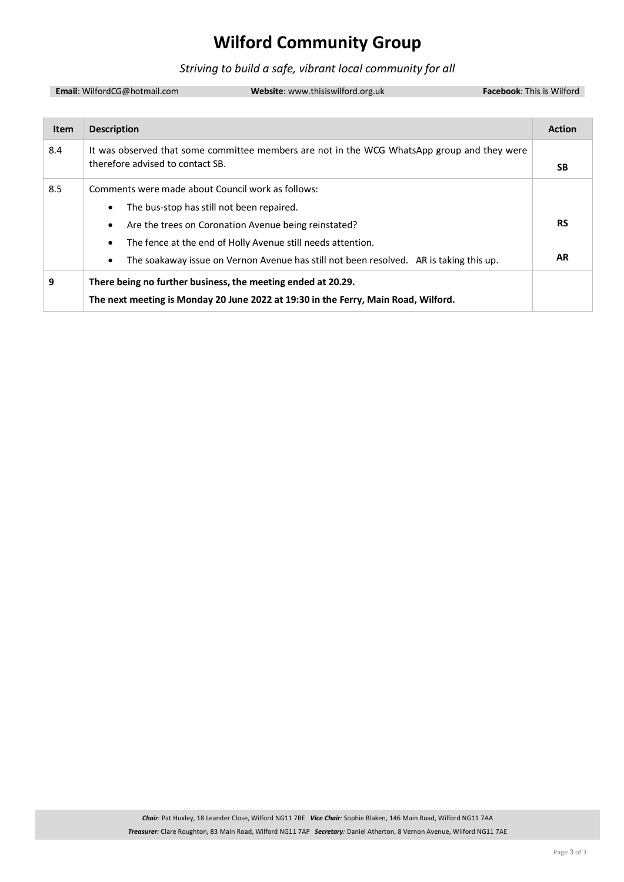# Wilford Community Group

*Striving to build a safe, vibrant local community for all*

**Email**: WilfordCG@hotmail.com **Website**: www.thisiswilford.org.uk **Facebook**: This is Wilford

| Item | Description | Action |
|---|---|---|
| 8.4 | It was observed that some committee members are not in the WCG WhatsApp group and they were therefore advised to contact SB. | **SB** |
| 8.5 | Comments were made about Council work as follows:<br>• The bus-stop has still not been repaired.<br>• Are the trees on Coronation Avenue being reinstated?<br>• The fence at the end of Holly Avenue still needs attention.<br>• The soakaway issue on Vernon Avenue has still not been resolved. AR is taking this up. | **RS**<br><br>**AR** |
| **9** | **There being no further business, the meeting ended at 20.29.**<br>**The next meeting is Monday 20 June 2022 at 19:30 in the Ferry, Main Road, Wilford.** | |

***Chair**: Pat Huxley, 18 Leander Close, Wilford NG11 7BE* ***Vice Chair**: Sophie Blaken, 146 Main Road, Wilford NG11 7AA*
***Treasurer**: Clare Roughton, 83 Main Road, Wilford NG11 7AP* ***Secretary**: Daniel Atherton, 8 Vernon Avenue, Wilford NG11 7AE*